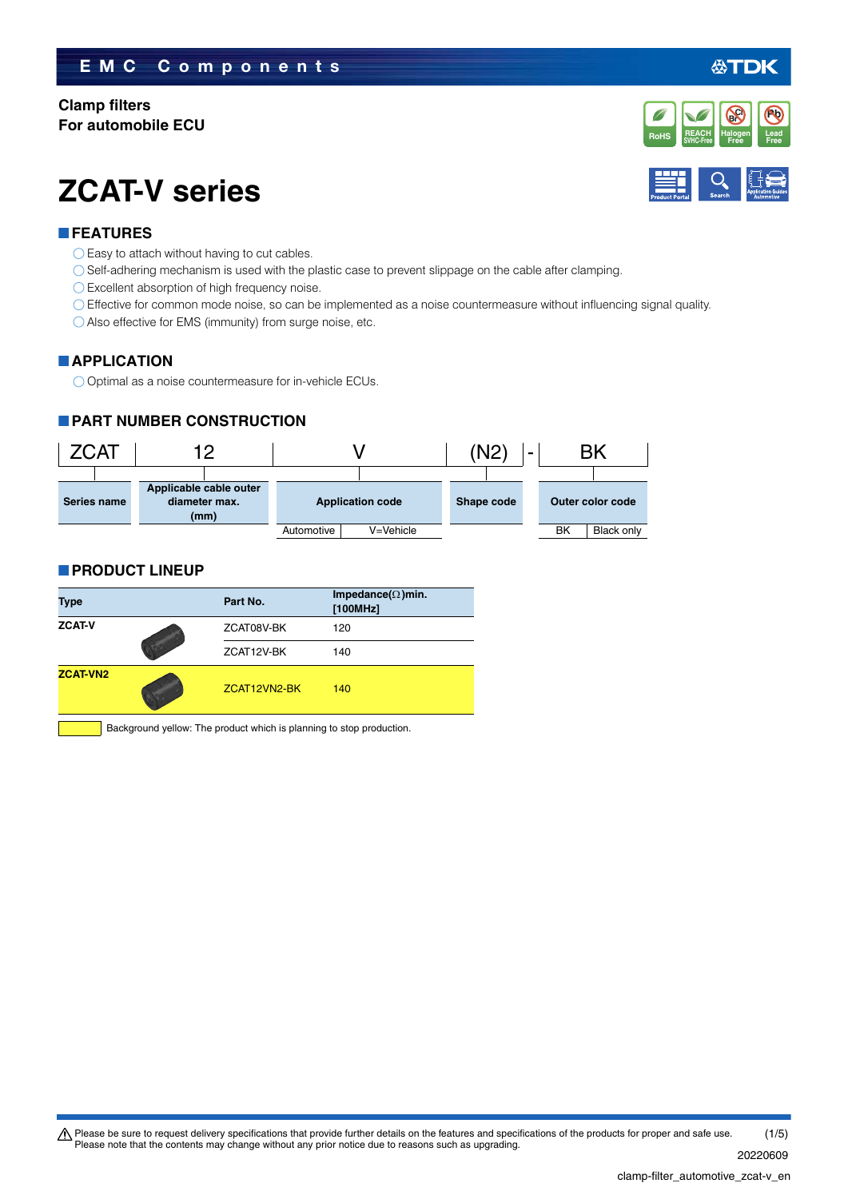EMC Components

**Clamp filters**
**For automobile ECU**

# ZCAT-V series

## FEATURES

- Easy to attach without having to cut cables.
- Self-adhering mechanism is used with the plastic case to prevent slippage on the cable after clamping.
- Excellent absorption of high frequency noise.
- Effective for common mode noise, so can be implemented as a noise countermeasure without influencing signal quality.
- Also effective for EMS (immunity) from surge noise, etc.

## APPLICATION

- Optimal as a noise countermeasure for in-vehicle ECUs.

## PART NUMBER CONSTRUCTION

| ZCAT | 12 | V | (N2) | - | BK |
|---|---|---|---|---|---|
| Series name | Applicable cable outer diameter max. (mm) | Application code | Shape code | | Outer color code |

Application code:

| Automotive | V=Vehicle |
|---|---|

Outer color code:

| BK | Black only |
|---|---|

## PRODUCT LINEUP

| Type | Part No. | Impedance(Ω)min. [100MHz] |
|---|---|---|
| ZCAT-V | ZCAT08V-BK | 120 |
| | ZCAT12V-BK | 140 |
| ZCAT-VN2 | ZCAT12VN2-BK | 140 |

Background yellow: The product which is planning to stop production. (ZCAT-VN2 / ZCAT12VN2-BK is shown with yellow background.)

⚠ Please be sure to request delivery specifications that provide further details on the features and specifications of the products for proper and safe use.
Please note that the contents may change without any prior notice due to reasons such as upgrading.

20220609

clamp-filter_automotive_zcat-v_en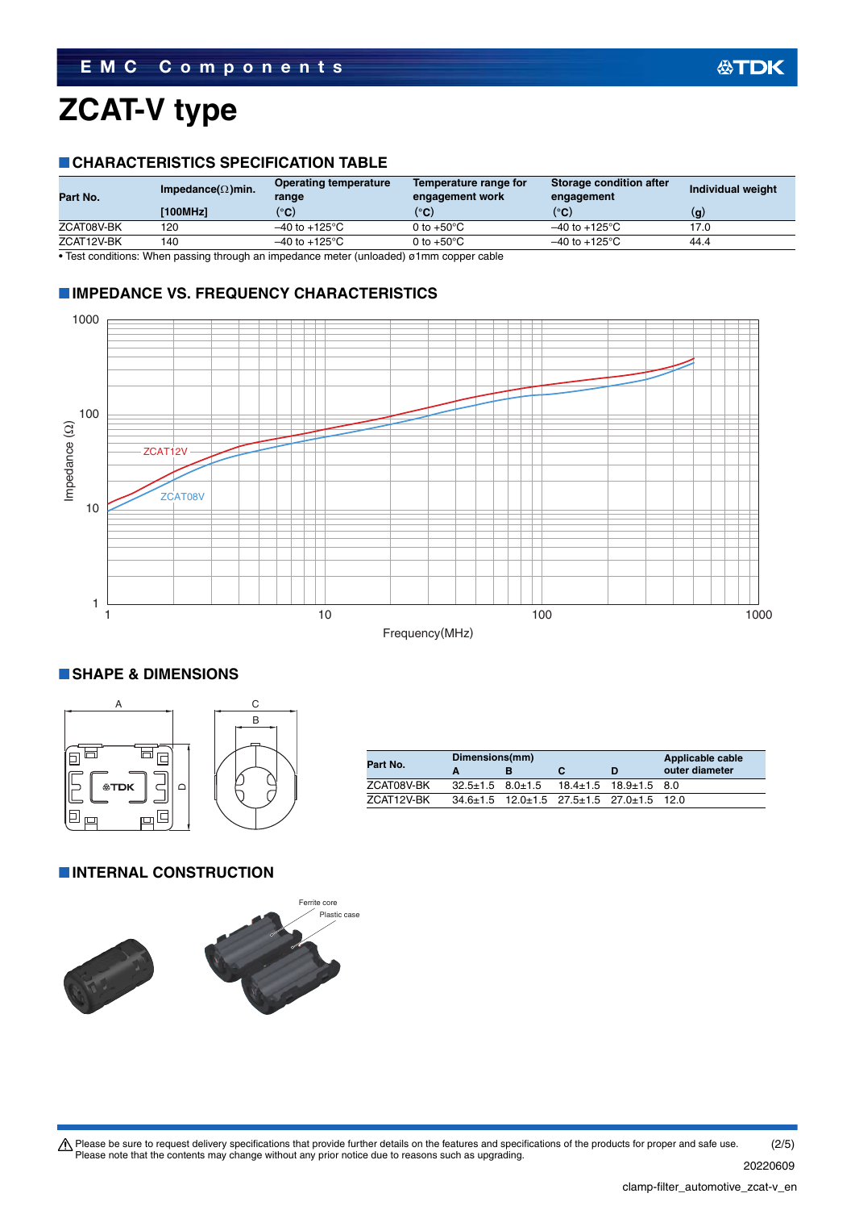# ZCAT-V type

## CHARACTERISTICS SPECIFICATION TABLE

| Part No. | Impedance(Ω)min. [100MHz] | Operating temperature range (°C) | Temperature range for engagement work (°C) | Storage condition after engagement (°C) | Individual weight (g) |
|---|---|---|---|---|---|
| ZCAT08V-BK | 120 | –40 to +125°C | 0 to +50°C | –40 to +125°C | 17.0 |
| ZCAT12V-BK | 140 | –40 to +125°C | 0 to +50°C | –40 to +125°C | 44.4 |

• Test conditions: When passing through an impedance meter (unloaded) ø1mm copper cable

## IMPEDANCE VS. FREQUENCY CHARACTERISTICS

## SHAPE & DIMENSIONS

| Part No. | Dimensions(mm) | | | | Applicable cable outer diameter |
|---|---|---|---|---|---|
| | A | B | C | D | |
| ZCAT08V-BK | 32.5±1.5 | 8.0±1.5 | 18.4±1.5 | 18.9±1.5 | 8.0 |
| ZCAT12V-BK | 34.6±1.5 | 12.0±1.5 | 27.5±1.5 | 27.0±1.5 | 12.0 |

## INTERNAL CONSTRUCTION

⚠ Please be sure to request delivery specifications that provide further details on the features and specifications of the products for proper and safe use.
Please note that the contents may change without any prior notice due to reasons such as upgrading.

20220609

clamp-filter_automotive_zcat-v_en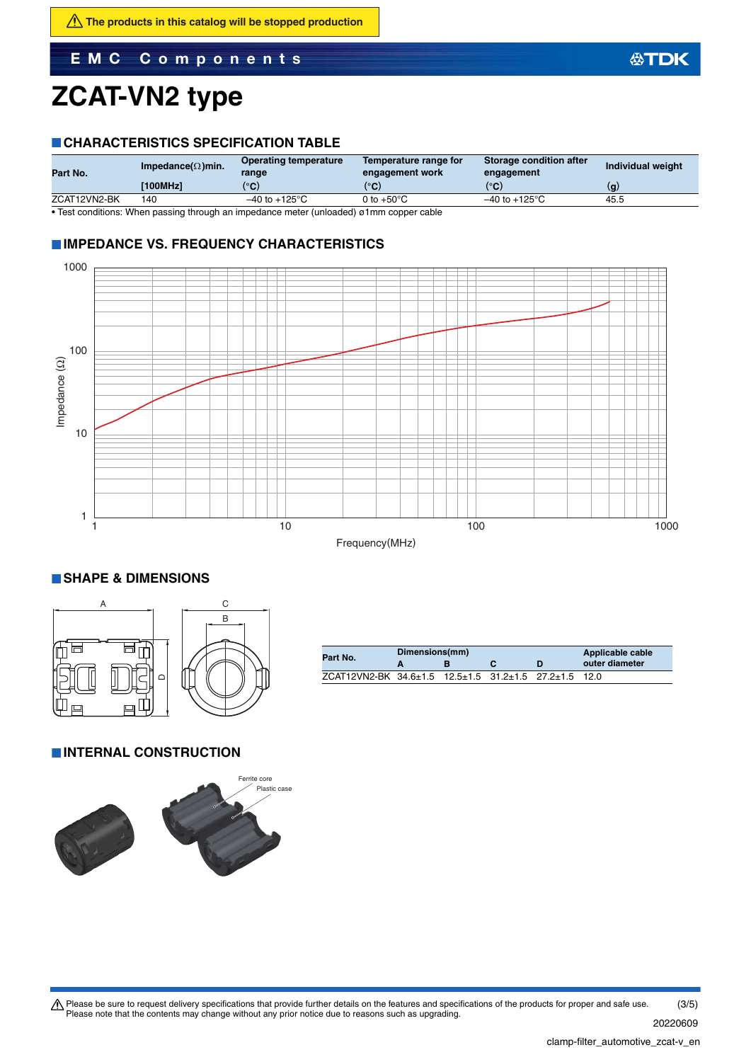⚠ The products in this catalog will be stopped production

# ZCAT-VN2 type

## CHARACTERISTICS SPECIFICATION TABLE

| Part No. | Impedance(Ω)min. [100MHz] | Operating temperature range (°C) | Temperature range for engagement work (°C) | Storage condition after engagement (°C) | Individual weight (g) |
|---|---|---|---|---|---|
| ZCAT12VN2-BK | 140 | –40 to +125°C | 0 to +50°C | –40 to +125°C | 45.5 |

• Test conditions: When passing through an impedance meter (unloaded) ø1mm copper cable

## IMPEDANCE VS. FREQUENCY CHARACTERISTICS

## SHAPE & DIMENSIONS

| Part No. | Dimensions(mm) A | B | C | D | Applicable cable outer diameter |
|---|---|---|---|---|---|
| ZCAT12VN2-BK | 34.6±1.5 | 12.5±1.5 | 31.2±1.5 | 27.2±1.5 | 12.0 |

## INTERNAL CONSTRUCTION

Ferrite core

Plastic case

⚠ Please be sure to request delivery specifications that provide further details on the features and specifications of the products for proper and safe use. Please note that the contents may change without any prior notice due to reasons such as upgrading.

20220609

clamp-filter_automotive_zcat-v_en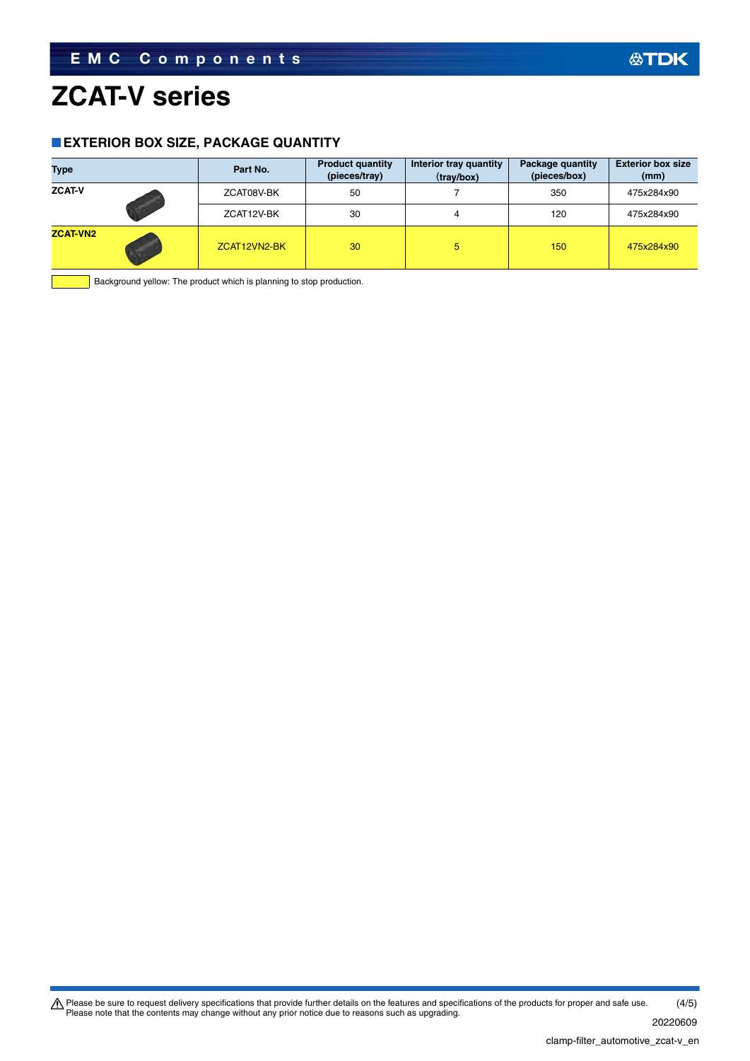# ZCAT-V series

## EXTERIOR BOX SIZE, PACKAGE QUANTITY

| Type | Part No. | Product quantity (pieces/tray) | Interior tray quantity (tray/box) | Package quantity (pieces/box) | Exterior box size (mm) |
|---|---|---|---|---|---|
| ZCAT-V | ZCAT08V-BK | 50 | 7 | 350 | 475x284x90 |
| | ZCAT12V-BK | 30 | 4 | 120 | 475x284x90 |
| ZCAT-VN2 | ZCAT12VN2-BK | 30 | 5 | 150 | 475x284x90 |

Background yellow: The product which is planning to stop production.

⚠ Please be sure to request delivery specifications that provide further details on the features and specifications of the products for proper and safe use.
Please note that the contents may change without any prior notice due to reasons such as upgrading.

20220609

clamp-filter_automotive_zcat-v_en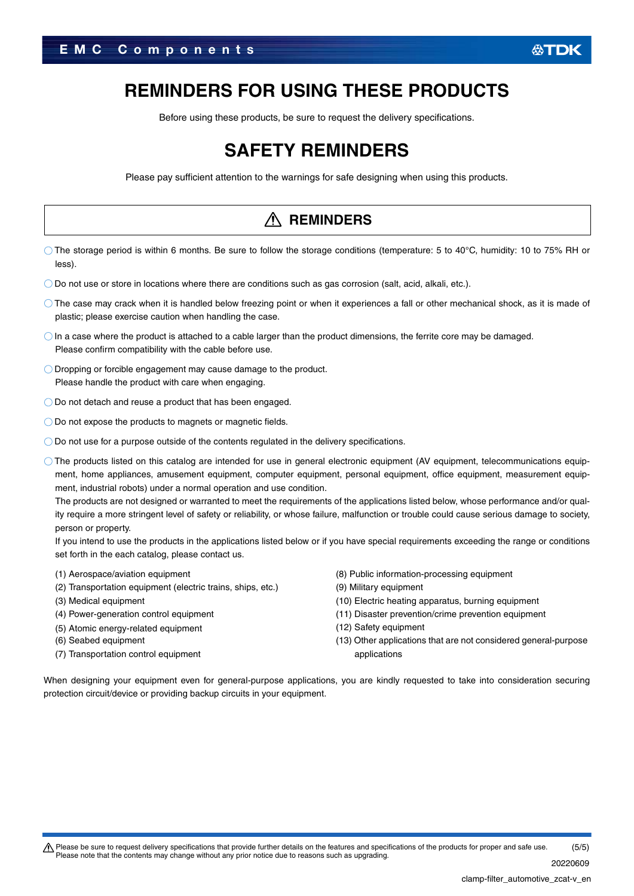# REMINDERS FOR USING THESE PRODUCTS

Before using these products, be sure to request the delivery specifications.

# SAFETY REMINDERS

Please pay sufficient attention to the warnings for safe designing when using this products.

## ⚠ REMINDERS

- The storage period is within 6 months. Be sure to follow the storage conditions (temperature: 5 to 40°C, humidity: 10 to 75% RH or less).
- Do not use or store in locations where there are conditions such as gas corrosion (salt, acid, alkali, etc.).
- The case may crack when it is handled below freezing point or when it experiences a fall or other mechanical shock, as it is made of plastic; please exercise caution when handling the case.
- In a case where the product is attached to a cable larger than the product dimensions, the ferrite core may be damaged.
  Please confirm compatibility with the cable before use.
- Dropping or forcible engagement may cause damage to the product.
  Please handle the product with care when engaging.
- Do not detach and reuse a product that has been engaged.
- Do not expose the products to magnets or magnetic fields.
- Do not use for a purpose outside of the contents regulated in the delivery specifications.
- The products listed on this catalog are intended for use in general electronic equipment (AV equipment, telecommunications equipment, home appliances, amusement equipment, computer equipment, personal equipment, office equipment, measurement equipment, industrial robots) under a normal operation and use condition.
  The products are not designed or warranted to meet the requirements of the applications listed below, whose performance and/or quality require a more stringent level of safety or reliability, or whose failure, malfunction or trouble could cause serious damage to society, person or property.
  If you intend to use the products in the applications listed below or if you have special requirements exceeding the range or conditions set forth in the each catalog, please contact us.

(1) Aerospace/aviation equipment
(2) Transportation equipment (electric trains, ships, etc.)
(3) Medical equipment
(4) Power-generation control equipment
(5) Atomic energy-related equipment
(6) Seabed equipment
(7) Transportation control equipment
(8) Public information-processing equipment
(9) Military equipment
(10) Electric heating apparatus, burning equipment
(11) Disaster prevention/crime prevention equipment
(12) Safety equipment
(13) Other applications that are not considered general-purpose applications

When designing your equipment even for general-purpose applications, you are kindly requested to take into consideration securing protection circuit/device or providing backup circuits in your equipment.